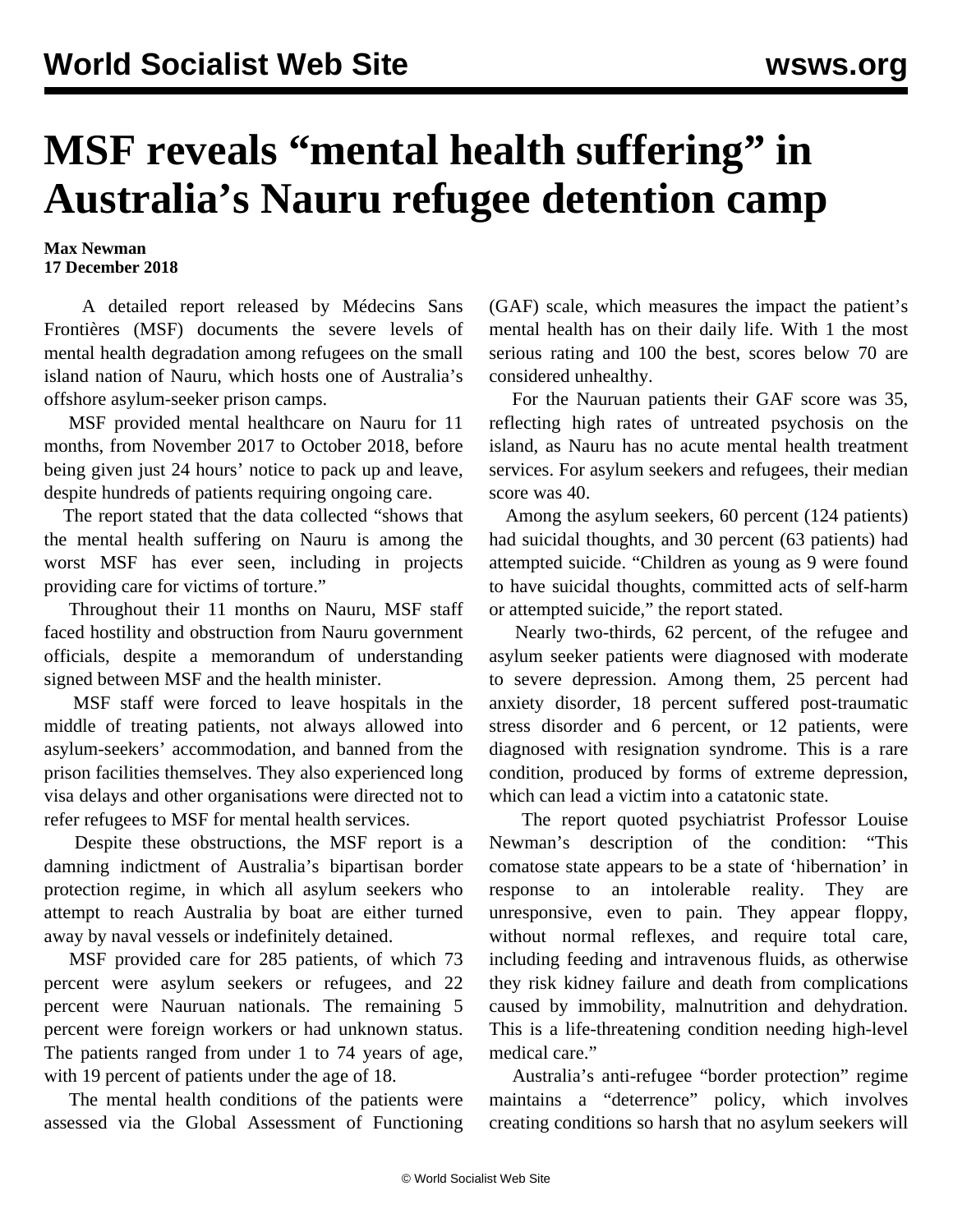# MSF reveals "mental health suffering" in Australia's Nauru refugee detention camp

**Max Newman**
**17 December 2018**

A detailed report released by Médecins Sans Frontières (MSF) documents the severe levels of mental health degradation among refugees on the small island nation of Nauru, which hosts one of Australia's offshore asylum-seeker prison camps.

MSF provided mental healthcare on Nauru for 11 months, from November 2017 to October 2018, before being given just 24 hours' notice to pack up and leave, despite hundreds of patients requiring ongoing care.

The report stated that the data collected "shows that the mental health suffering on Nauru is among the worst MSF has ever seen, including in projects providing care for victims of torture."

Throughout their 11 months on Nauru, MSF staff faced hostility and obstruction from Nauru government officials, despite a memorandum of understanding signed between MSF and the health minister.

MSF staff were forced to leave hospitals in the middle of treating patients, not always allowed into asylum-seekers' accommodation, and banned from the prison facilities themselves. They also experienced long visa delays and other organisations were directed not to refer refugees to MSF for mental health services.

Despite these obstructions, the MSF report is a damning indictment of Australia's bipartisan border protection regime, in which all asylum seekers who attempt to reach Australia by boat are either turned away by naval vessels or indefinitely detained.

MSF provided care for 285 patients, of which 73 percent were asylum seekers or refugees, and 22 percent were Nauruan nationals. The remaining 5 percent were foreign workers or had unknown status. The patients ranged from under 1 to 74 years of age, with 19 percent of patients under the age of 18.

The mental health conditions of the patients were assessed via the Global Assessment of Functioning (GAF) scale, which measures the impact the patient's mental health has on their daily life. With 1 the most serious rating and 100 the best, scores below 70 are considered unhealthy.

For the Nauruan patients their GAF score was 35, reflecting high rates of untreated psychosis on the island, as Nauru has no acute mental health treatment services. For asylum seekers and refugees, their median score was 40.

Among the asylum seekers, 60 percent (124 patients) had suicidal thoughts, and 30 percent (63 patients) had attempted suicide. "Children as young as 9 were found to have suicidal thoughts, committed acts of self-harm or attempted suicide," the report stated.

Nearly two-thirds, 62 percent, of the refugee and asylum seeker patients were diagnosed with moderate to severe depression. Among them, 25 percent had anxiety disorder, 18 percent suffered post-traumatic stress disorder and 6 percent, or 12 patients, were diagnosed with resignation syndrome. This is a rare condition, produced by forms of extreme depression, which can lead a victim into a catatonic state.

The report quoted psychiatrist Professor Louise Newman's description of the condition: "This comatose state appears to be a state of 'hibernation' in response to an intolerable reality. They are unresponsive, even to pain. They appear floppy, without normal reflexes, and require total care, including feeding and intravenous fluids, as otherwise they risk kidney failure and death from complications caused by immobility, malnutrition and dehydration. This is a life-threatening condition needing high-level medical care."

Australia's anti-refugee "border protection" regime maintains a "deterrence" policy, which involves creating conditions so harsh that no asylum seekers will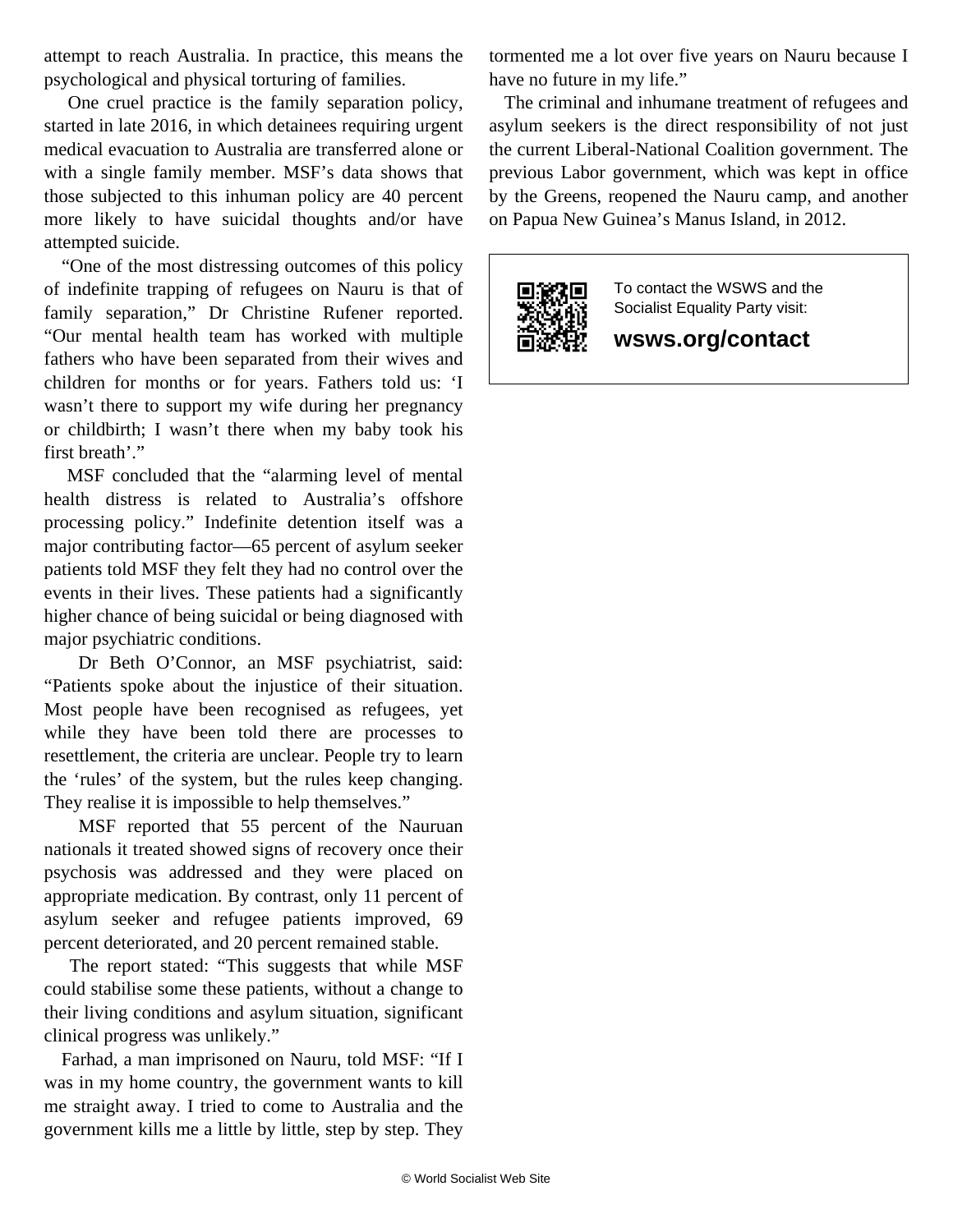attempt to reach Australia. In practice, this means the psychological and physical torturing of families.

One cruel practice is the family separation policy, started in late 2016, in which detainees requiring urgent medical evacuation to Australia are transferred alone or with a single family member. MSF's data shows that those subjected to this inhuman policy are 40 percent more likely to have suicidal thoughts and/or have attempted suicide.

"One of the most distressing outcomes of this policy of indefinite trapping of refugees on Nauru is that of family separation," Dr Christine Rufener reported. "Our mental health team has worked with multiple fathers who have been separated from their wives and children for months or for years. Fathers told us: 'I wasn't there to support my wife during her pregnancy or childbirth; I wasn't there when my baby took his first breath'."

MSF concluded that the "alarming level of mental health distress is related to Australia's offshore processing policy." Indefinite detention itself was a major contributing factor—65 percent of asylum seeker patients told MSF they felt they had no control over the events in their lives. These patients had a significantly higher chance of being suicidal or being diagnosed with major psychiatric conditions.

Dr Beth O'Connor, an MSF psychiatrist, said: "Patients spoke about the injustice of their situation. Most people have been recognised as refugees, yet while they have been told there are processes to resettlement, the criteria are unclear. People try to learn the 'rules' of the system, but the rules keep changing. They realise it is impossible to help themselves."

MSF reported that 55 percent of the Nauruan nationals it treated showed signs of recovery once their psychosis was addressed and they were placed on appropriate medication. By contrast, only 11 percent of asylum seeker and refugee patients improved, 69 percent deteriorated, and 20 percent remained stable.

The report stated: "This suggests that while MSF could stabilise some these patients, without a change to their living conditions and asylum situation, significant clinical progress was unlikely."

Farhad, a man imprisoned on Nauru, told MSF: "If I was in my home country, the government wants to kill me straight away. I tried to come to Australia and the government kills me a little by little, step by step. They tormented me a lot over five years on Nauru because I have no future in my life."

The criminal and inhumane treatment of refugees and asylum seekers is the direct responsibility of not just the current Liberal-National Coalition government. The previous Labor government, which was kept in office by the Greens, reopened the Nauru camp, and another on Papua New Guinea's Manus Island, in 2012.

To contact the WSWS and the Socialist Equality Party visit:

**wsws.org/contact**